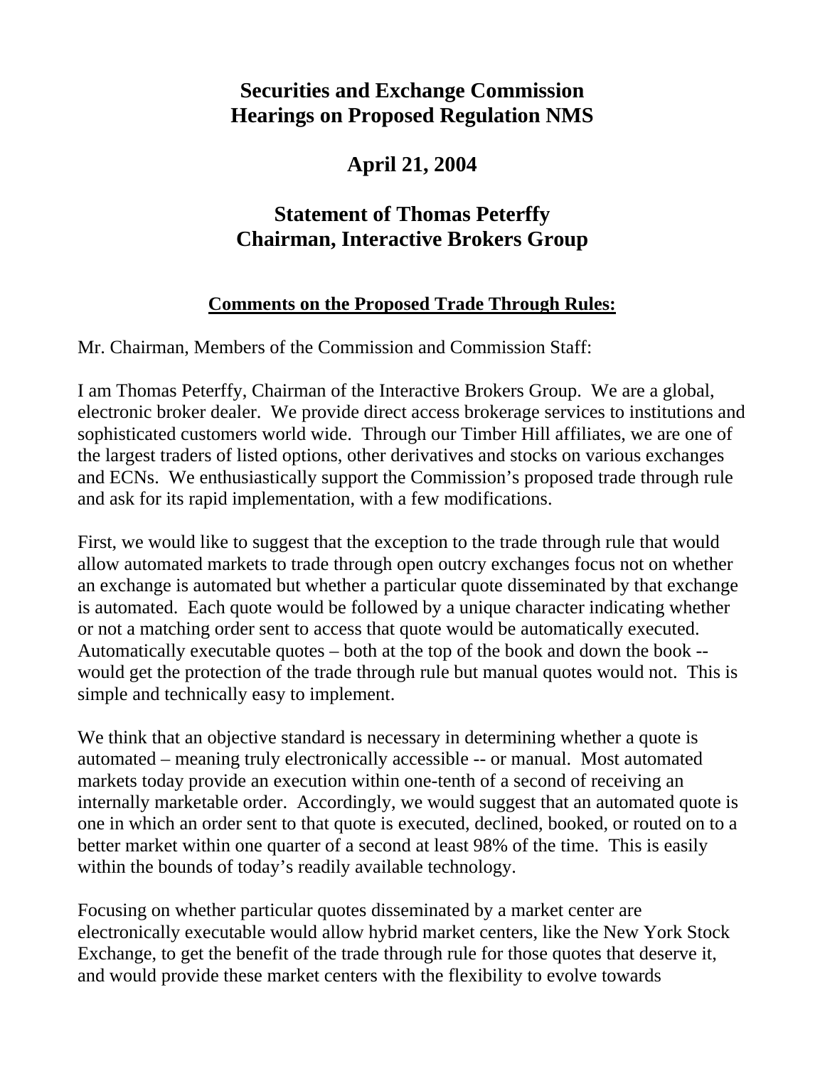# Securities and Exchange Commission
# Hearings on Proposed Regulation NMS

## April 21, 2004

## Statement of Thomas Peterffy
## Chairman, Interactive Brokers Group

### Comments on the Proposed Trade Through Rules:

Mr. Chairman, Members of the Commission and Commission Staff:

I am Thomas Peterffy, Chairman of the Interactive Brokers Group. We are a global, electronic broker dealer. We provide direct access brokerage services to institutions and sophisticated customers world wide. Through our Timber Hill affiliates, we are one of the largest traders of listed options, other derivatives and stocks on various exchanges and ECNs. We enthusiastically support the Commission's proposed trade through rule and ask for its rapid implementation, with a few modifications.

First, we would like to suggest that the exception to the trade through rule that would allow automated markets to trade through open outcry exchanges focus not on whether an exchange is automated but whether a particular quote disseminated by that exchange is automated. Each quote would be followed by a unique character indicating whether or not a matching order sent to access that quote would be automatically executed. Automatically executable quotes – both at the top of the book and down the book -- would get the protection of the trade through rule but manual quotes would not. This is simple and technically easy to implement.

We think that an objective standard is necessary in determining whether a quote is automated – meaning truly electronically accessible -- or manual. Most automated markets today provide an execution within one-tenth of a second of receiving an internally marketable order. Accordingly, we would suggest that an automated quote is one in which an order sent to that quote is executed, declined, booked, or routed on to a better market within one quarter of a second at least 98% of the time. This is easily within the bounds of today's readily available technology.

Focusing on whether particular quotes disseminated by a market center are electronically executable would allow hybrid market centers, like the New York Stock Exchange, to get the benefit of the trade through rule for those quotes that deserve it, and would provide these market centers with the flexibility to evolve towards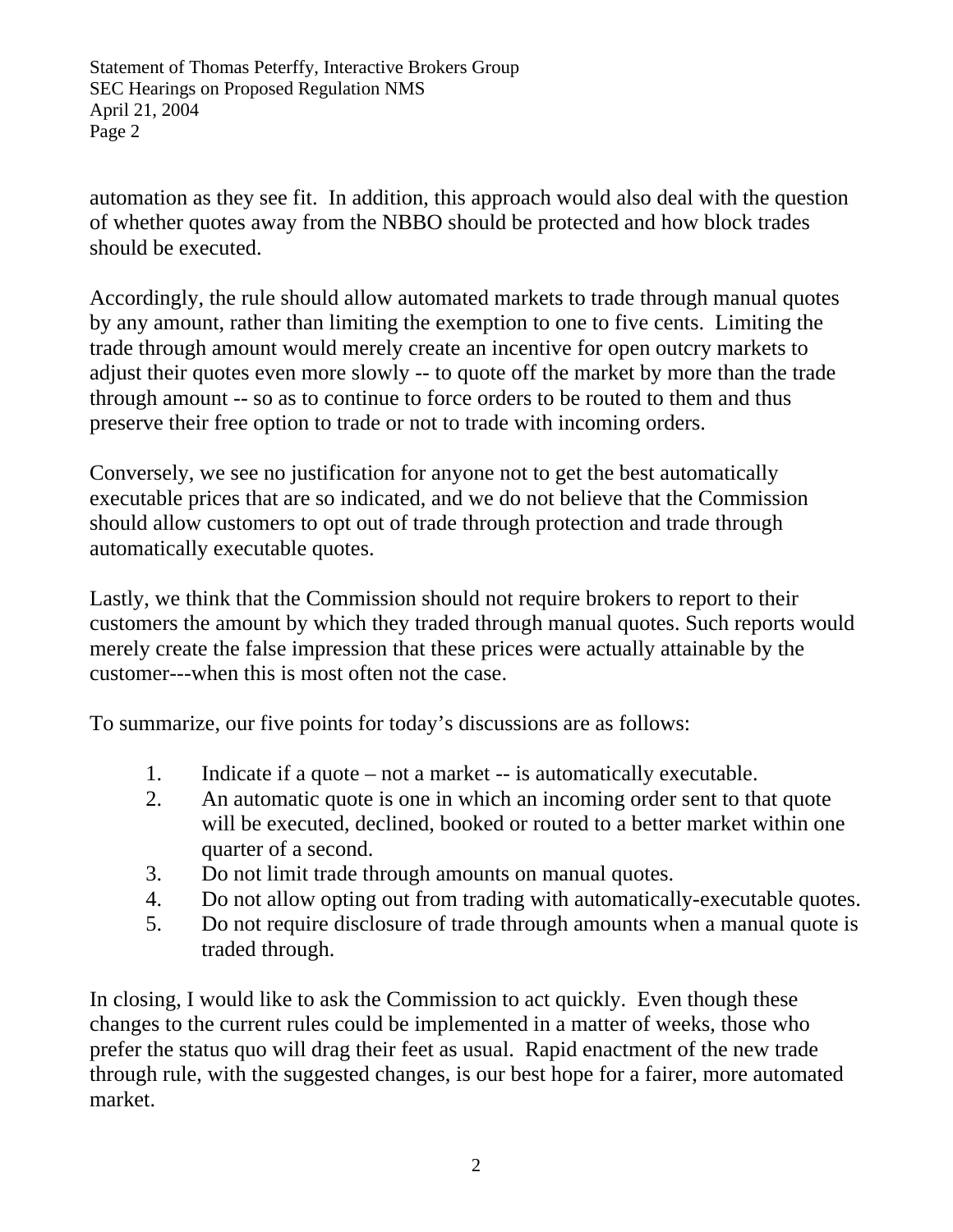automation as they see fit. In addition, this approach would also deal with the question of whether quotes away from the NBBO should be protected and how block trades should be executed.

Accordingly, the rule should allow automated markets to trade through manual quotes by any amount, rather than limiting the exemption to one to five cents. Limiting the trade through amount would merely create an incentive for open outcry markets to adjust their quotes even more slowly -- to quote off the market by more than the trade through amount -- so as to continue to force orders to be routed to them and thus preserve their free option to trade or not to trade with incoming orders.

Conversely, we see no justification for anyone not to get the best automatically executable prices that are so indicated, and we do not believe that the Commission should allow customers to opt out of trade through protection and trade through automatically executable quotes.

Lastly, we think that the Commission should not require brokers to report to their customers the amount by which they traded through manual quotes. Such reports would merely create the false impression that these prices were actually attainable by the customer---when this is most often not the case.

To summarize, our five points for today's discussions are as follows:

1. Indicate if a quote – not a market -- is automatically executable.
2. An automatic quote is one in which an incoming order sent to that quote will be executed, declined, booked or routed to a better market within one quarter of a second.
3. Do not limit trade through amounts on manual quotes.
4. Do not allow opting out from trading with automatically-executable quotes.
5. Do not require disclosure of trade through amounts when a manual quote is traded through.

In closing, I would like to ask the Commission to act quickly. Even though these changes to the current rules could be implemented in a matter of weeks, those who prefer the status quo will drag their feet as usual. Rapid enactment of the new trade through rule, with the suggested changes, is our best hope for a fairer, more automated market.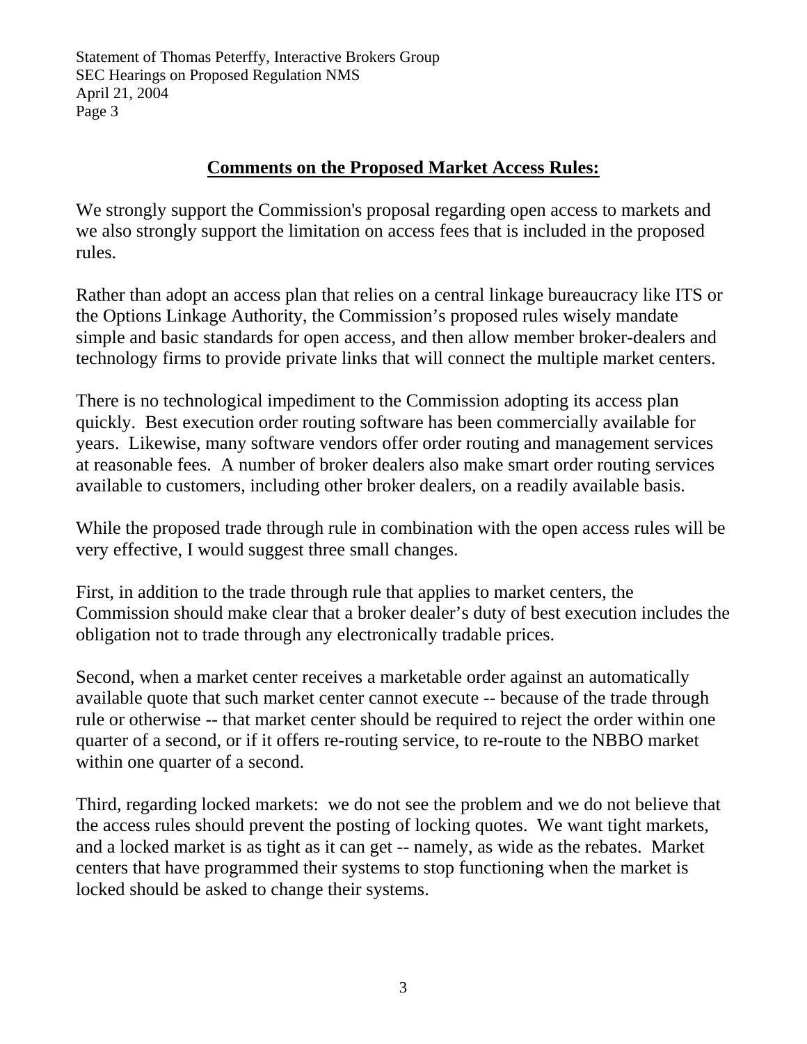## Comments on the Proposed Market Access Rules:

We strongly support the Commission's proposal regarding open access to markets and we also strongly support the limitation on access fees that is included in the proposed rules.

Rather than adopt an access plan that relies on a central linkage bureaucracy like ITS or the Options Linkage Authority, the Commission's proposed rules wisely mandate simple and basic standards for open access, and then allow member broker-dealers and technology firms to provide private links that will connect the multiple market centers.

There is no technological impediment to the Commission adopting its access plan quickly. Best execution order routing software has been commercially available for years. Likewise, many software vendors offer order routing and management services at reasonable fees. A number of broker dealers also make smart order routing services available to customers, including other broker dealers, on a readily available basis.

While the proposed trade through rule in combination with the open access rules will be very effective, I would suggest three small changes.

First, in addition to the trade through rule that applies to market centers, the Commission should make clear that a broker dealer's duty of best execution includes the obligation not to trade through any electronically tradable prices.

Second, when a market center receives a marketable order against an automatically available quote that such market center cannot execute -- because of the trade through rule or otherwise -- that market center should be required to reject the order within one quarter of a second, or if it offers re-routing service, to re-route to the NBBO market within one quarter of a second.

Third, regarding locked markets: we do not see the problem and we do not believe that the access rules should prevent the posting of locking quotes. We want tight markets, and a locked market is as tight as it can get -- namely, as wide as the rebates. Market centers that have programmed their systems to stop functioning when the market is locked should be asked to change their systems.